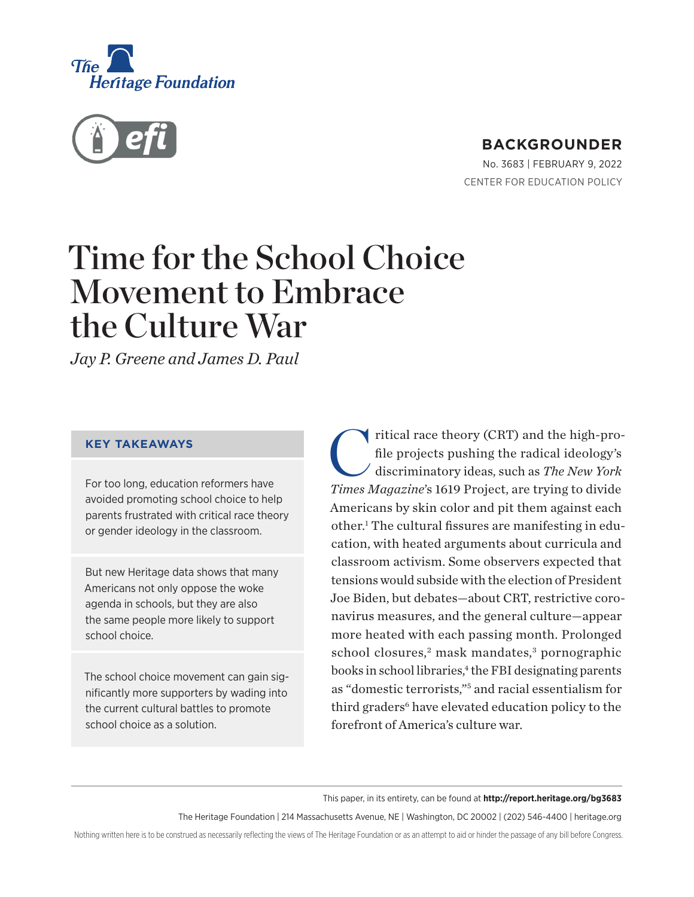**BACKGROUNDER**

No. 3683 | February 9, 2022

CENTER FOR EDUCATION POLICY

# Time for the School Choice Movement to Embrace the Culture War

*Jay P. Greene and James D. Paul*

### KEY TAKEAWAYS

For too long, education reformers have avoided promoting school choice to help parents frustrated with critical race theory or gender ideology in the classroom.

But new Heritage data shows that many Americans not only oppose the woke agenda in schools, but they are also the same people more likely to support school choice.

The school choice movement can gain significantly more supporters by wading into the current cultural battles to promote school choice as a solution.

Critical race theory (CRT) and the high-profile projects pushing the radical ideology's discriminatory ideas, such as *The New York Times Magazine*'s 1619 Project, are trying to divide Americans by skin color and pit them against each other.[1] The cultural fissures are manifesting in education, with heated arguments about curricula and classroom activism. Some observers expected that tensions would subside with the election of President Joe Biden, but debates—about CRT, restrictive coronavirus measures, and the general culture—appear more heated with each passing month. Prolonged school closures,[2] mask mandates,[3] pornographic books in school libraries,[4] the FBI designating parents as "domestic terrorists,"[5] and racial essentialism for third graders[6] have elevated education policy to the forefront of America's culture war.

This paper, in its entirety, can be found at **http://report.heritage.org/bg3683**

The Heritage Foundation | 214 Massachusetts Avenue, NE | Washington, DC 20002 | (202) 546-4400 | heritage.org

Nothing written here is to be construed as necessarily reflecting the views of The Heritage Foundation or as an attempt to aid or hinder the passage of any bill before Congress.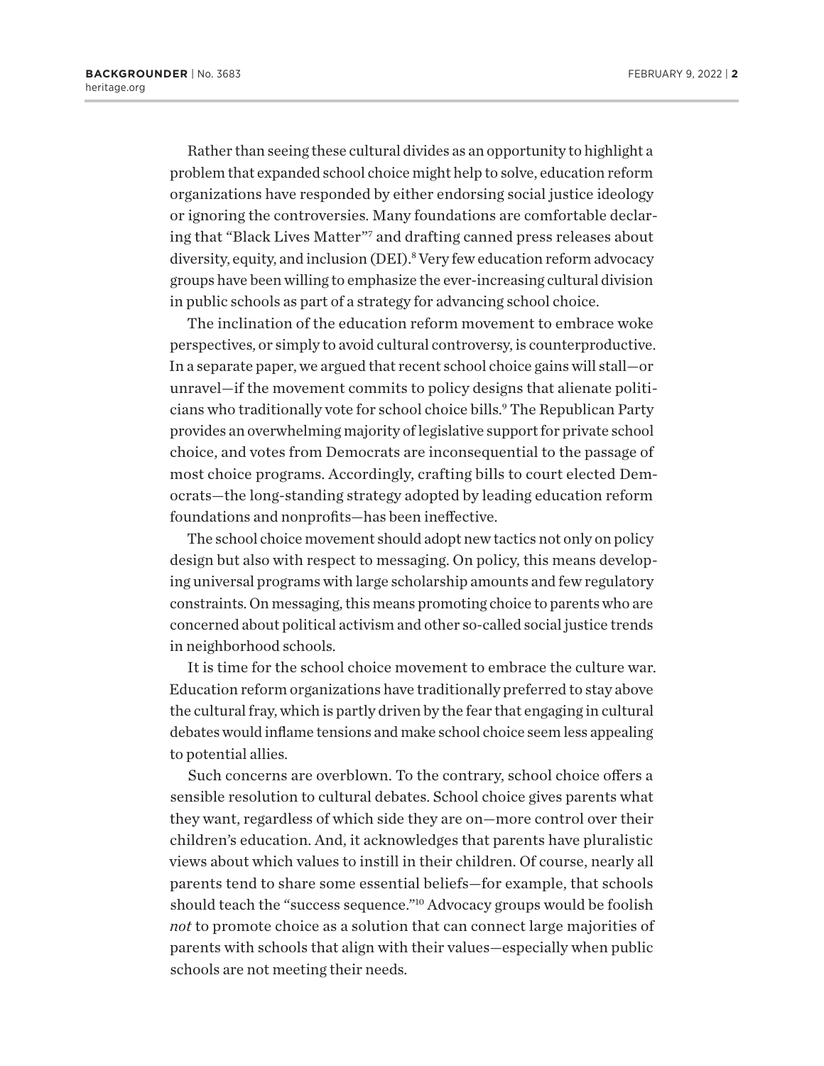Rather than seeing these cultural divides as an opportunity to highlight a problem that expanded school choice might help to solve, education reform organizations have responded by either endorsing social justice ideology or ignoring the controversies. Many foundations are comfortable declaring that "Black Lives Matter"[7] and drafting canned press releases about diversity, equity, and inclusion (DEI).[8] Very few education reform advocacy groups have been willing to emphasize the ever-increasing cultural division in public schools as part of a strategy for advancing school choice.

The inclination of the education reform movement to embrace woke perspectives, or simply to avoid cultural controversy, is counterproductive. In a separate paper, we argued that recent school choice gains will stall—or unravel—if the movement commits to policy designs that alienate politicians who traditionally vote for school choice bills.[9] The Republican Party provides an overwhelming majority of legislative support for private school choice, and votes from Democrats are inconsequential to the passage of most choice programs. Accordingly, crafting bills to court elected Democrats—the long-standing strategy adopted by leading education reform foundations and nonprofits—has been ineffective.

The school choice movement should adopt new tactics not only on policy design but also with respect to messaging. On policy, this means developing universal programs with large scholarship amounts and few regulatory constraints. On messaging, this means promoting choice to parents who are concerned about political activism and other so-called social justice trends in neighborhood schools.

It is time for the school choice movement to embrace the culture war. Education reform organizations have traditionally preferred to stay above the cultural fray, which is partly driven by the fear that engaging in cultural debates would inflame tensions and make school choice seem less appealing to potential allies.

Such concerns are overblown. To the contrary, school choice offers a sensible resolution to cultural debates. School choice gives parents what they want, regardless of which side they are on—more control over their children's education. And, it acknowledges that parents have pluralistic views about which values to instill in their children. Of course, nearly all parents tend to share some essential beliefs—for example, that schools should teach the "success sequence."[10] Advocacy groups would be foolish *not* to promote choice as a solution that can connect large majorities of parents with schools that align with their values—especially when public schools are not meeting their needs.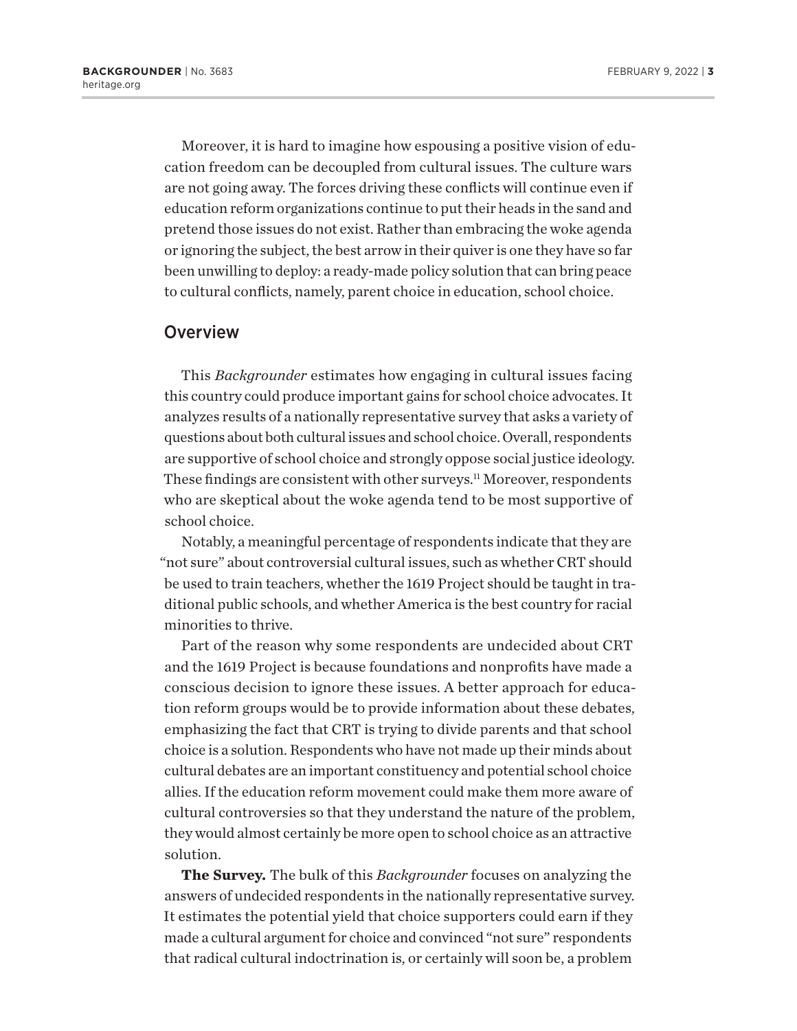Moreover, it is hard to imagine how espousing a positive vision of education freedom can be decoupled from cultural issues. The culture wars are not going away. The forces driving these conflicts will continue even if education reform organizations continue to put their heads in the sand and pretend those issues do not exist. Rather than embracing the woke agenda or ignoring the subject, the best arrow in their quiver is one they have so far been unwilling to deploy: a ready-made policy solution that can bring peace to cultural conflicts, namely, parent choice in education, school choice.

## Overview

This *Backgrounder* estimates how engaging in cultural issues facing this country could produce important gains for school choice advocates. It analyzes results of a nationally representative survey that asks a variety of questions about both cultural issues and school choice. Overall, respondents are supportive of school choice and strongly oppose social justice ideology. These findings are consistent with other surveys.[11] Moreover, respondents who are skeptical about the woke agenda tend to be most supportive of school choice.

Notably, a meaningful percentage of respondents indicate that they are "not sure" about controversial cultural issues, such as whether CRT should be used to train teachers, whether the 1619 Project should be taught in traditional public schools, and whether America is the best country for racial minorities to thrive.

Part of the reason why some respondents are undecided about CRT and the 1619 Project is because foundations and nonprofits have made a conscious decision to ignore these issues. A better approach for education reform groups would be to provide information about these debates, emphasizing the fact that CRT is trying to divide parents and that school choice is a solution. Respondents who have not made up their minds about cultural debates are an important constituency and potential school choice allies. If the education reform movement could make them more aware of cultural controversies so that they understand the nature of the problem, they would almost certainly be more open to school choice as an attractive solution.

**The Survey.** The bulk of this *Backgrounder* focuses on analyzing the answers of undecided respondents in the nationally representative survey. It estimates the potential yield that choice supporters could earn if they made a cultural argument for choice and convinced "not sure" respondents that radical cultural indoctrination is, or certainly will soon be, a problem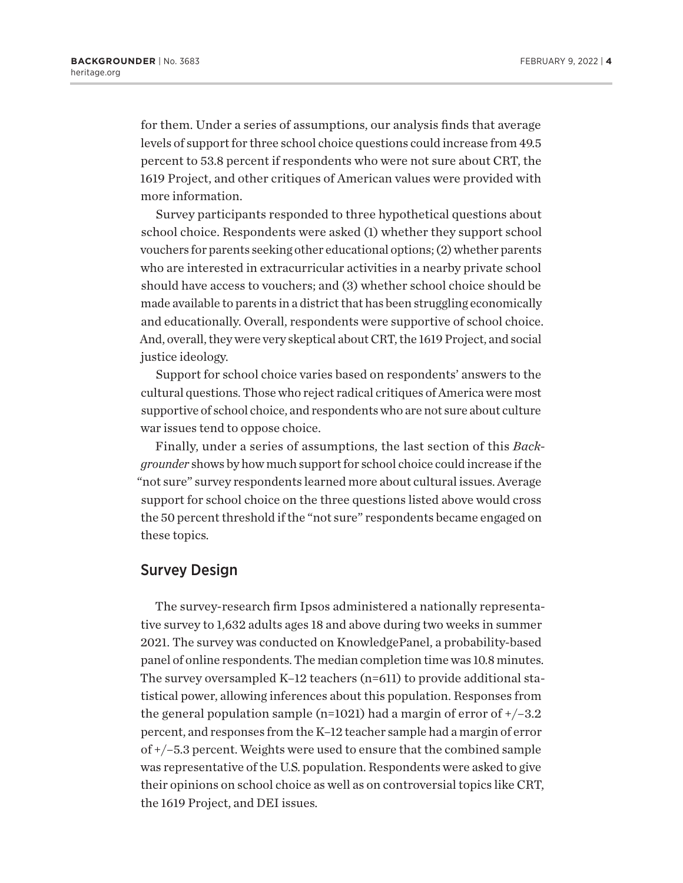for them. Under a series of assumptions, our analysis finds that average levels of support for three school choice questions could increase from 49.5 percent to 53.8 percent if respondents who were not sure about CRT, the 1619 Project, and other critiques of American values were provided with more information.

Survey participants responded to three hypothetical questions about school choice. Respondents were asked (1) whether they support school vouchers for parents seeking other educational options; (2) whether parents who are interested in extracurricular activities in a nearby private school should have access to vouchers; and (3) whether school choice should be made available to parents in a district that has been struggling economically and educationally. Overall, respondents were supportive of school choice. And, overall, they were very skeptical about CRT, the 1619 Project, and social justice ideology.

Support for school choice varies based on respondents' answers to the cultural questions. Those who reject radical critiques of America were most supportive of school choice, and respondents who are not sure about culture war issues tend to oppose choice.

Finally, under a series of assumptions, the last section of this *Backgrounder* shows by how much support for school choice could increase if the "not sure" survey respondents learned more about cultural issues. Average support for school choice on the three questions listed above would cross the 50 percent threshold if the "not sure" respondents became engaged on these topics.

## Survey Design

The survey-research firm Ipsos administered a nationally representative survey to 1,632 adults ages 18 and above during two weeks in summer 2021. The survey was conducted on KnowledgePanel, a probability-based panel of online respondents. The median completion time was 10.8 minutes. The survey oversampled K–12 teachers (n=611) to provide additional statistical power, allowing inferences about this population. Responses from the general population sample (n=1021) had a margin of error of +/–3.2 percent, and responses from the K–12 teacher sample had a margin of error of +/–5.3 percent. Weights were used to ensure that the combined sample was representative of the U.S. population. Respondents were asked to give their opinions on school choice as well as on controversial topics like CRT, the 1619 Project, and DEI issues.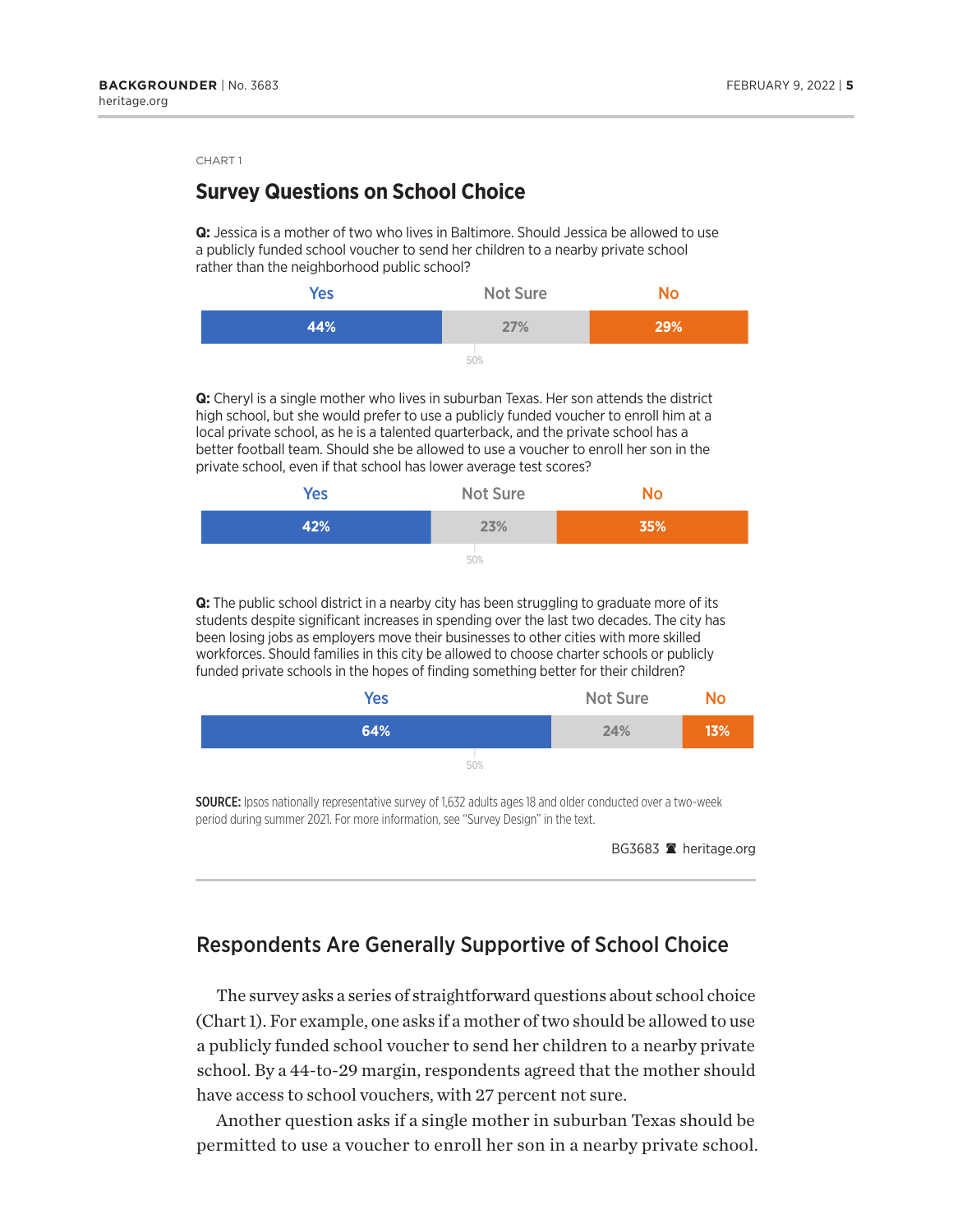CHART 1

## Survey Questions on School Choice

**Q:** Jessica is a mother of two who lives in Baltimore. Should Jessica be allowed to use a publicly funded school voucher to send her children to a nearby private school rather than the neighborhood public school?

| Yes | Not Sure | No |
|---|---|---|
| 44% | 27% | 29% |

**Q:** Cheryl is a single mother who lives in suburban Texas. Her son attends the district high school, but she would prefer to use a publicly funded voucher to enroll him at a local private school, as he is a talented quarterback, and the private school has a better football team. Should she be allowed to use a voucher to enroll her son in the private school, even if that school has lower average test scores?

| Yes | Not Sure | No |
|---|---|---|
| 42% | 23% | 35% |

**Q:** The public school district in a nearby city has been struggling to graduate more of its students despite significant increases in spending over the last two decades. The city has been losing jobs as employers move their businesses to other cities with more skilled workforces. Should families in this city be allowed to choose charter schools or publicly funded private schools in the hopes of finding something better for their children?

| Yes | Not Sure | No |
|---|---|---|
| 64% | 24% | 13% |

**SOURCE:** Ipsos nationally representative survey of 1,632 adults ages 18 and older conducted over a two-week period during summer 2021. For more information, see "Survey Design" in the text.

BG3683 heritage.org

## Respondents Are Generally Supportive of School Choice

The survey asks a series of straightforward questions about school choice (Chart 1). For example, one asks if a mother of two should be allowed to use a publicly funded school voucher to send her children to a nearby private school. By a 44-to-29 margin, respondents agreed that the mother should have access to school vouchers, with 27 percent not sure.

Another question asks if a single mother in suburban Texas should be permitted to use a voucher to enroll her son in a nearby private school.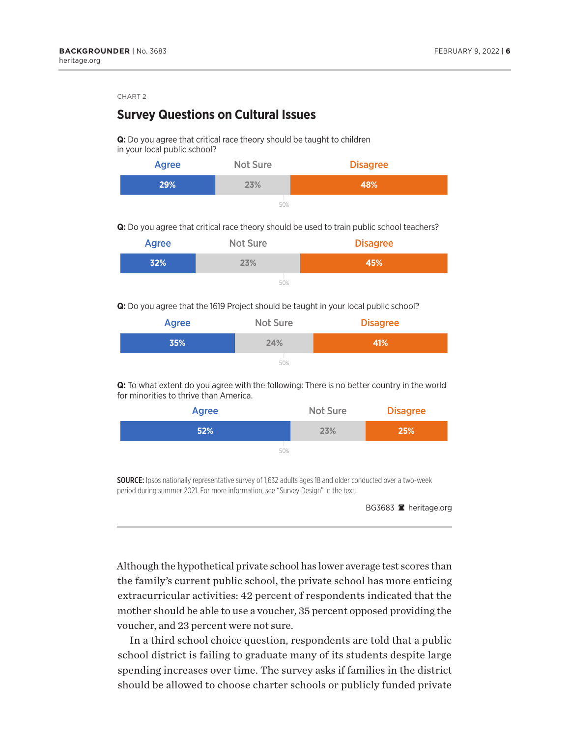CHART 2

## Survey Questions on Cultural Issues

**Q:** Do you agree that critical race theory should be taught to children in your local public school?

| Agree | Not Sure | Disagree |
|---|---|---|
| 29% | 23% | 48% |

**Q:** Do you agree that critical race theory should be used to train public school teachers?

| Agree | Not Sure | Disagree |
|---|---|---|
| 32% | 23% | 45% |

**Q:** Do you agree that the 1619 Project should be taught in your local public school?

| Agree | Not Sure | Disagree |
|---|---|---|
| 35% | 24% | 41% |

**Q:** To what extent do you agree with the following: There is no better country in the world for minorities to thrive than America.

| Agree | Not Sure | Disagree |
|---|---|---|
| 52% | 23% | 25% |

**SOURCE:** Ipsos nationally representative survey of 1,632 adults ages 18 and older conducted over a two-week period during summer 2021. For more information, see "Survey Design" in the text.

BG3683 heritage.org

Although the hypothetical private school has lower average test scores than the family's current public school, the private school has more enticing extracurricular activities: 42 percent of respondents indicated that the mother should be able to use a voucher, 35 percent opposed providing the voucher, and 23 percent were not sure.

In a third school choice question, respondents are told that a public school district is failing to graduate many of its students despite large spending increases over time. The survey asks if families in the district should be allowed to choose charter schools or publicly funded private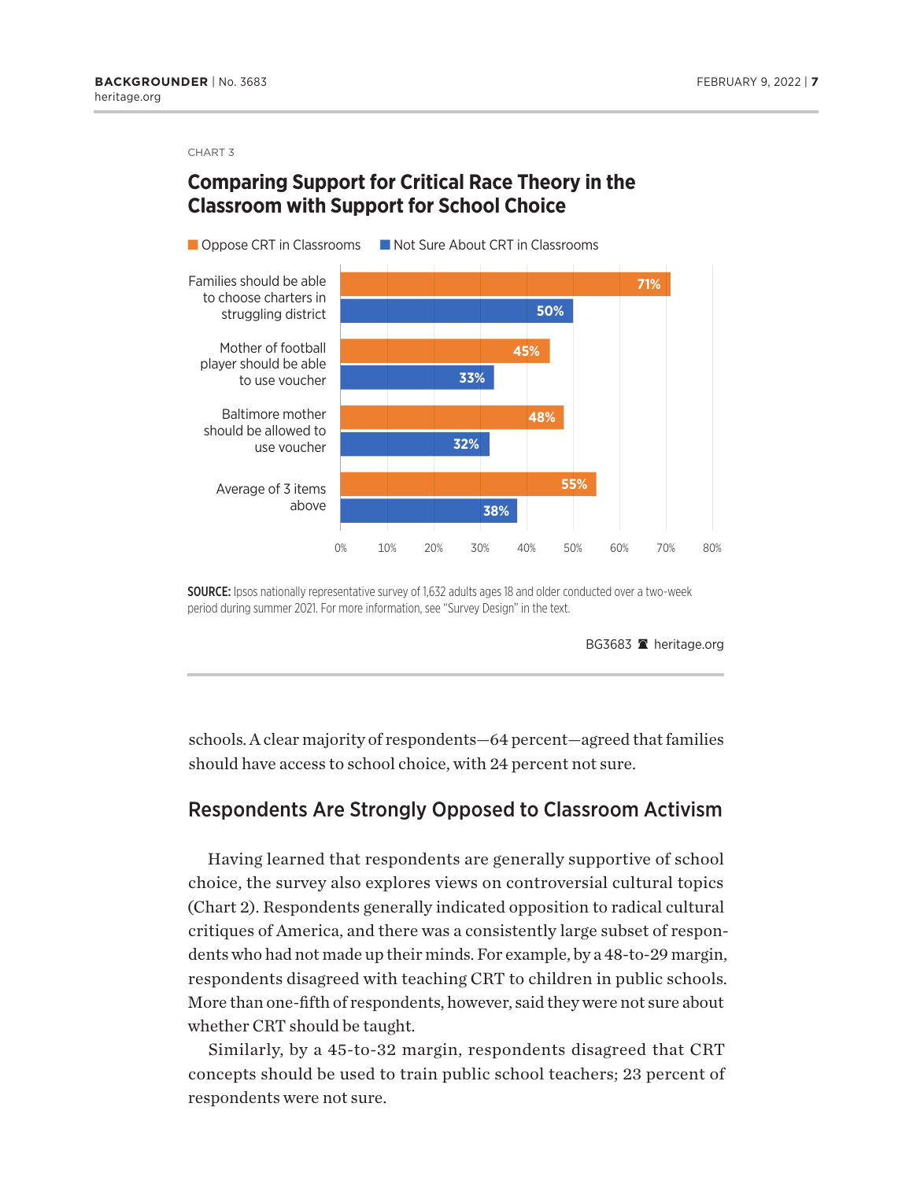CHART 3

## Comparing Support for Critical Race Theory in the Classroom with Support for School Choice

| | Oppose CRT in Classrooms | Not Sure About CRT in Classrooms |
|---|---|---|
| Families should be able to choose charters in struggling district | 71% | 50% |
| Mother of football player should be able to use voucher | 45% | 33% |
| Baltimore mother should be allowed to use voucher | 48% | 32% |
| Average of 3 items above | 55% | 38% |

**SOURCE:** Ipsos nationally representative survey of 1,632 adults ages 18 and older conducted over a two-week period during summer 2021. For more information, see "Survey Design" in the text.

BG3683 heritage.org

schools. A clear majority of respondents—64 percent—agreed that families should have access to school choice, with 24 percent not sure.

## Respondents Are Strongly Opposed to Classroom Activism

Having learned that respondents are generally supportive of school choice, the survey also explores views on controversial cultural topics (Chart 2). Respondents generally indicated opposition to radical cultural critiques of America, and there was a consistently large subset of respondents who had not made up their minds. For example, by a 48-to-29 margin, respondents disagreed with teaching CRT to children in public schools. More than one-fifth of respondents, however, said they were not sure about whether CRT should be taught.

Similarly, by a 45-to-32 margin, respondents disagreed that CRT concepts should be used to train public school teachers; 23 percent of respondents were not sure.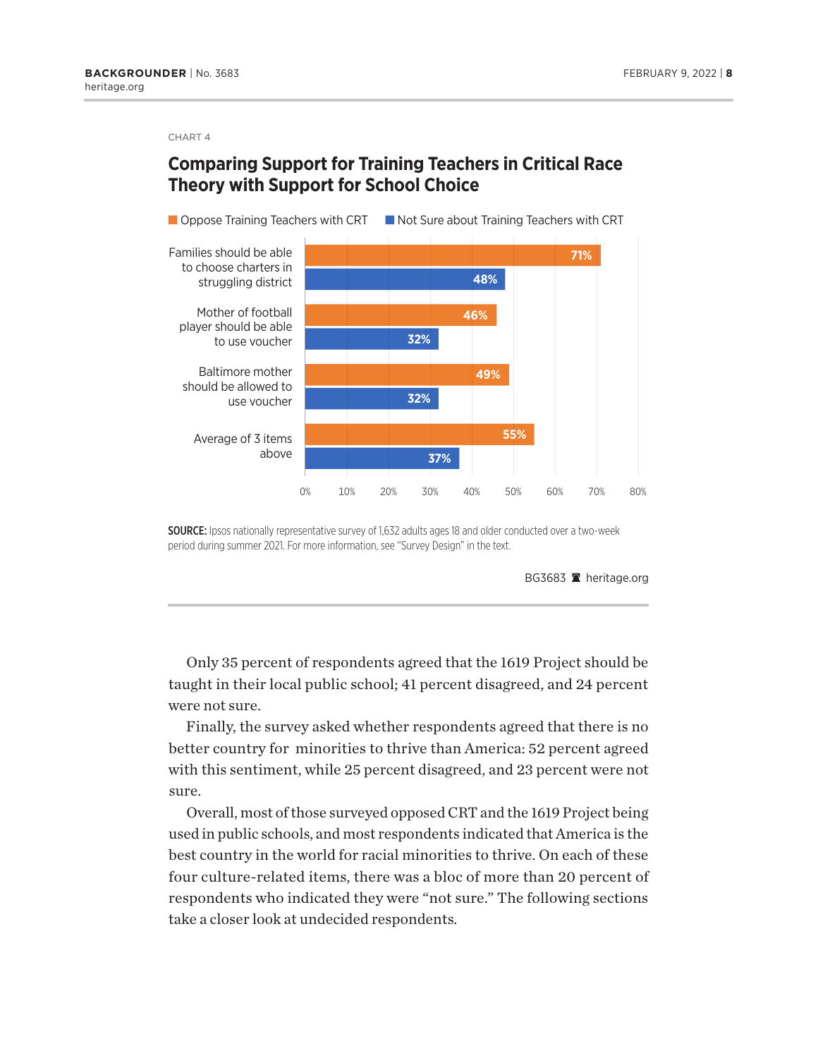CHART 4

## Comparing Support for Training Teachers in Critical Race Theory with Support for School Choice

| | Oppose Training Teachers with CRT | Not Sure about Training Teachers with CRT |
|---|---|---|
| Families should be able to choose charters in struggling district | 71% | 48% |
| Mother of football player should be able to use voucher | 46% | 32% |
| Baltimore mother should be allowed to use voucher | 49% | 32% |
| Average of 3 items above | 55% | 37% |

**SOURCE:** Ipsos nationally representative survey of 1,632 adults ages 18 and older conducted over a two-week period during summer 2021. For more information, see "Survey Design" in the text.

BG3683 heritage.org

Only 35 percent of respondents agreed that the 1619 Project should be taught in their local public school; 41 percent disagreed, and 24 percent were not sure.

Finally, the survey asked whether respondents agreed that there is no better country for minorities to thrive than America: 52 percent agreed with this sentiment, while 25 percent disagreed, and 23 percent were not sure.

Overall, most of those surveyed opposed CRT and the 1619 Project being used in public schools, and most respondents indicated that America is the best country in the world for racial minorities to thrive. On each of these four culture-related items, there was a bloc of more than 20 percent of respondents who indicated they were "not sure." The following sections take a closer look at undecided respondents.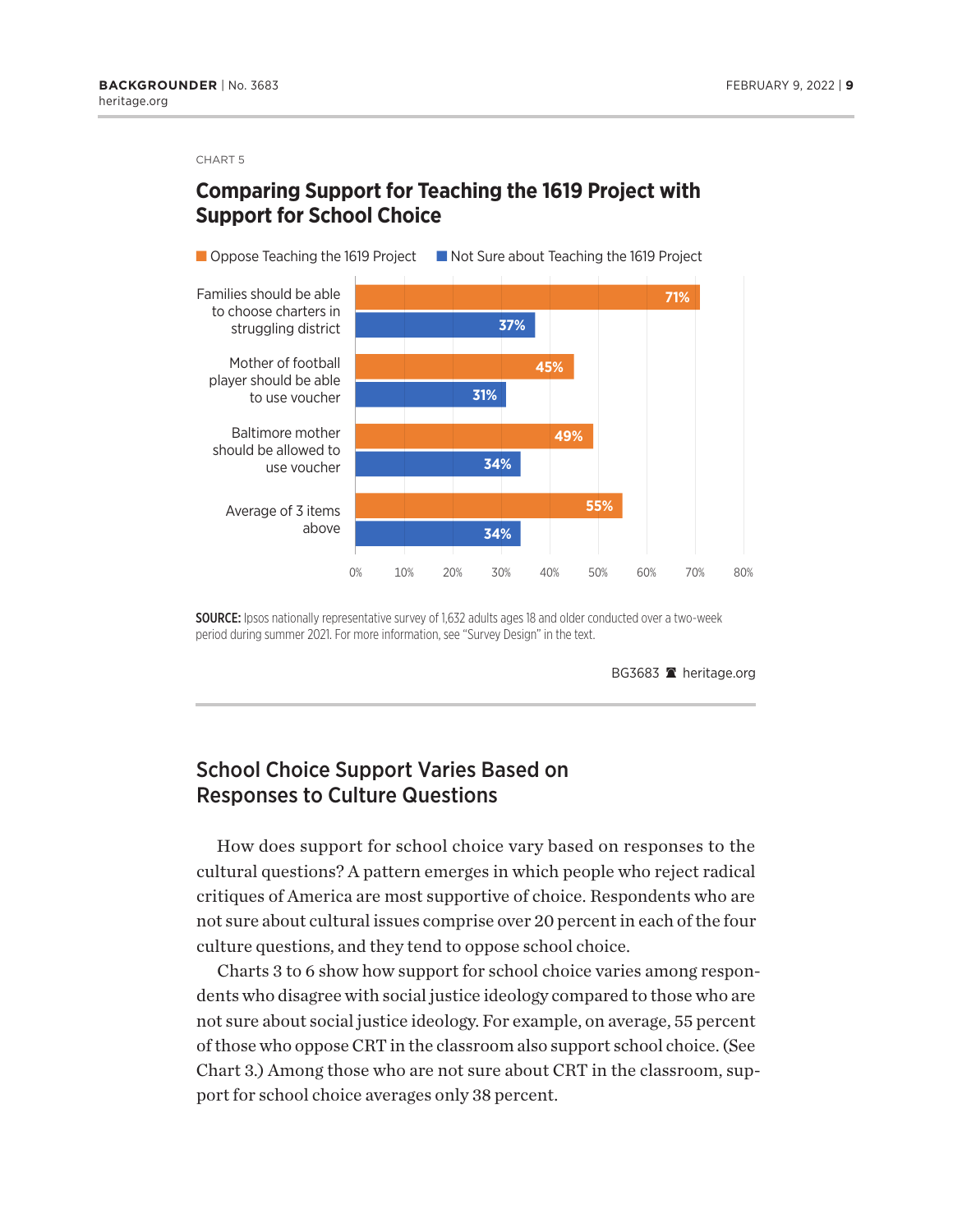CHART 5

## Comparing Support for Teaching the 1619 Project with Support for School Choice

| | Oppose Teaching the 1619 Project | Not Sure about Teaching the 1619 Project |
|---|---|---|
| Families should be able to choose charters in struggling district | 71% | 37% |
| Mother of football player should be able to use voucher | 45% | 31% |
| Baltimore mother should be allowed to use voucher | 49% | 34% |
| Average of 3 items above | 55% | 34% |

**SOURCE:** Ipsos nationally representative survey of 1,632 adults ages 18 and older conducted over a two-week period during summer 2021. For more information, see "Survey Design" in the text.

BG3683 heritage.org

## School Choice Support Varies Based on Responses to Culture Questions

How does support for school choice vary based on responses to the cultural questions? A pattern emerges in which people who reject radical critiques of America are most supportive of choice. Respondents who are not sure about cultural issues comprise over 20 percent in each of the four culture questions, and they tend to oppose school choice.

Charts 3 to 6 show how support for school choice varies among respondents who disagree with social justice ideology compared to those who are not sure about social justice ideology. For example, on average, 55 percent of those who oppose CRT in the classroom also support school choice. (See Chart 3.) Among those who are not sure about CRT in the classroom, support for school choice averages only 38 percent.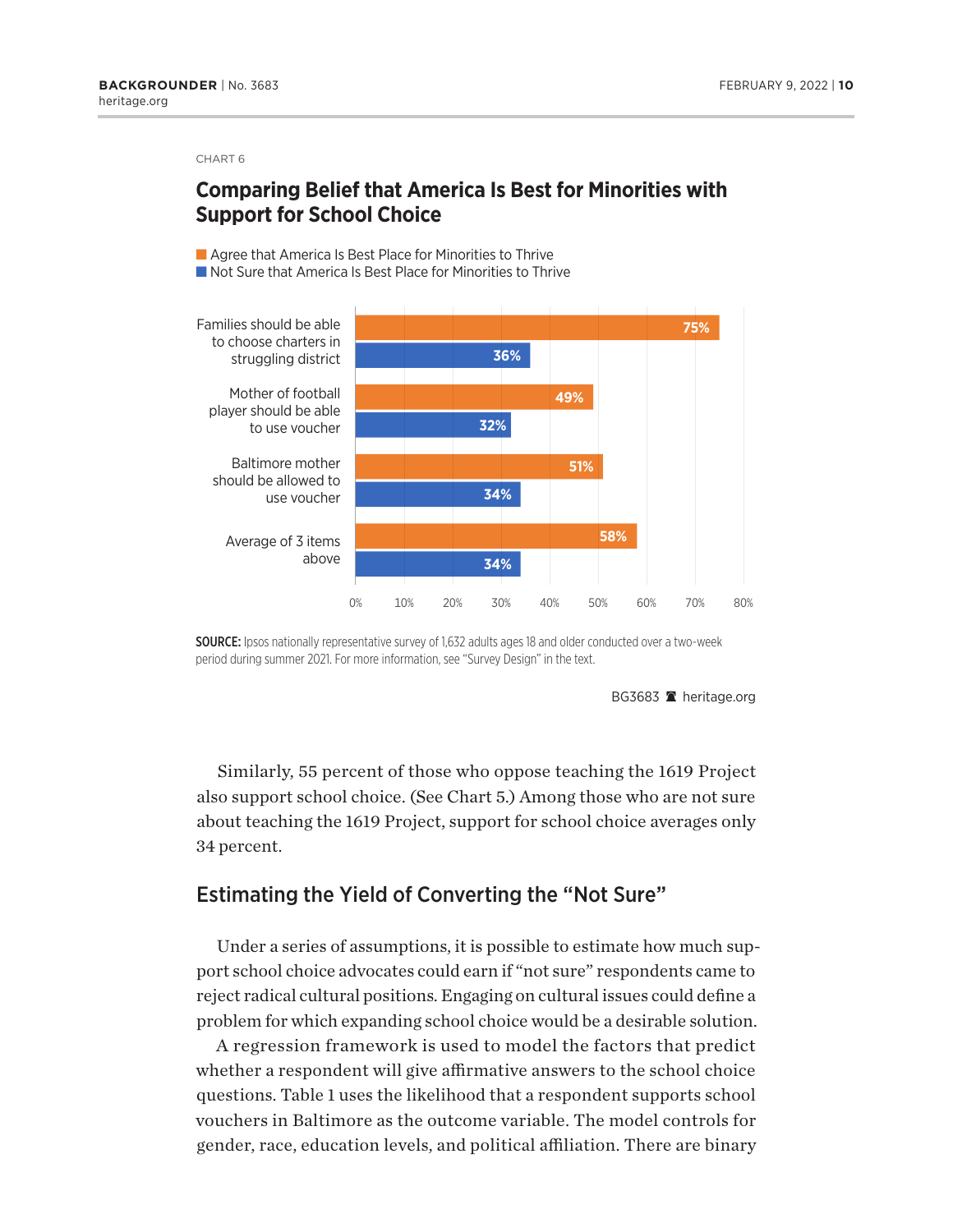CHART 6

## Comparing Belief that America Is Best for Minorities with Support for School Choice

| | Agree that America Is Best Place for Minorities to Thrive | Not Sure that America Is Best Place for Minorities to Thrive |
|---|---|---|
| Families should be able to choose charters in struggling district | 75% | 36% |
| Mother of football player should be able to use voucher | 49% | 32% |
| Baltimore mother should be allowed to use voucher | 51% | 34% |
| Average of 3 items above | 58% | 34% |

**SOURCE:** Ipsos nationally representative survey of 1,632 adults ages 18 and older conducted over a two-week period during summer 2021. For more information, see "Survey Design" in the text.

BG3683 heritage.org

Similarly, 55 percent of those who oppose teaching the 1619 Project also support school choice. (See Chart 5.) Among those who are not sure about teaching the 1619 Project, support for school choice averages only 34 percent.

## Estimating the Yield of Converting the "Not Sure"

Under a series of assumptions, it is possible to estimate how much support school choice advocates could earn if "not sure" respondents came to reject radical cultural positions. Engaging on cultural issues could define a problem for which expanding school choice would be a desirable solution.

A regression framework is used to model the factors that predict whether a respondent will give affirmative answers to the school choice questions. Table 1 uses the likelihood that a respondent supports school vouchers in Baltimore as the outcome variable. The model controls for gender, race, education levels, and political affiliation. There are binary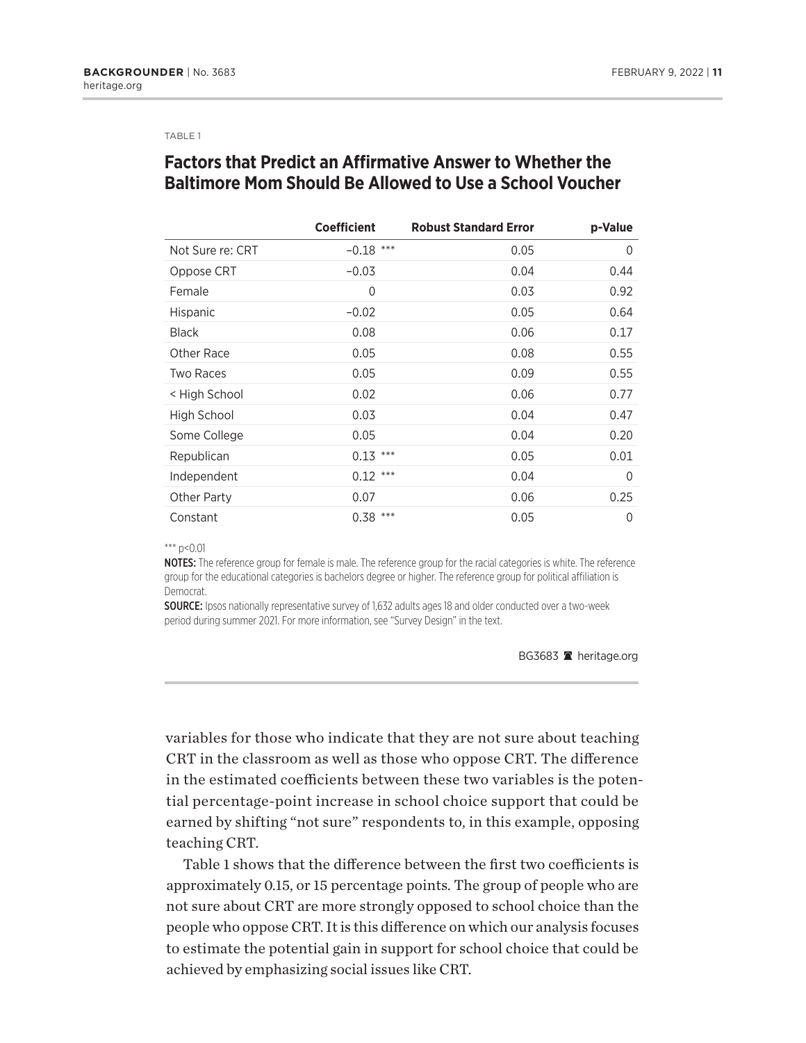TABLE 1

## Factors that Predict an Affirmative Answer to Whether the Baltimore Mom Should Be Allowed to Use a School Voucher

| | Coefficient | Robust Standard Error | p-Value |
|---|---|---|---|
| Not Sure re: CRT | –0.18 *** | 0.05 | 0 |
| Oppose CRT | –0.03 | 0.04 | 0.44 |
| Female | 0 | 0.03 | 0.92 |
| Hispanic | –0.02 | 0.05 | 0.64 |
| Black | 0.08 | 0.06 | 0.17 |
| Other Race | 0.05 | 0.08 | 0.55 |
| Two Races | 0.05 | 0.09 | 0.55 |
| < High School | 0.02 | 0.06 | 0.77 |
| High School | 0.03 | 0.04 | 0.47 |
| Some College | 0.05 | 0.04 | 0.20 |
| Republican | 0.13 *** | 0.05 | 0.01 |
| Independent | 0.12 *** | 0.04 | 0 |
| Other Party | 0.07 | 0.06 | 0.25 |
| Constant | 0.38 *** | 0.05 | 0 |

*** $p<0.01$

**NOTES:** The reference group for female is male. The reference group for the racial categories is white. The reference group for the educational categories is bachelors degree or higher. The reference group for political affiliation is Democrat.

**SOURCE:** Ipsos nationally representative survey of 1,632 adults ages 18 and older conducted over a two-week period during summer 2021. For more information, see "Survey Design" in the text.

BG3683 heritage.org

variables for those who indicate that they are not sure about teaching CRT in the classroom as well as those who oppose CRT. The difference in the estimated coefficients between these two variables is the potential percentage-point increase in school choice support that could be earned by shifting "not sure" respondents to, in this example, opposing teaching CRT.

Table 1 shows that the difference between the first two coefficients is approximately 0.15, or 15 percentage points. The group of people who are not sure about CRT are more strongly opposed to school choice than the people who oppose CRT. It is this difference on which our analysis focuses to estimate the potential gain in support for school choice that could be achieved by emphasizing social issues like CRT.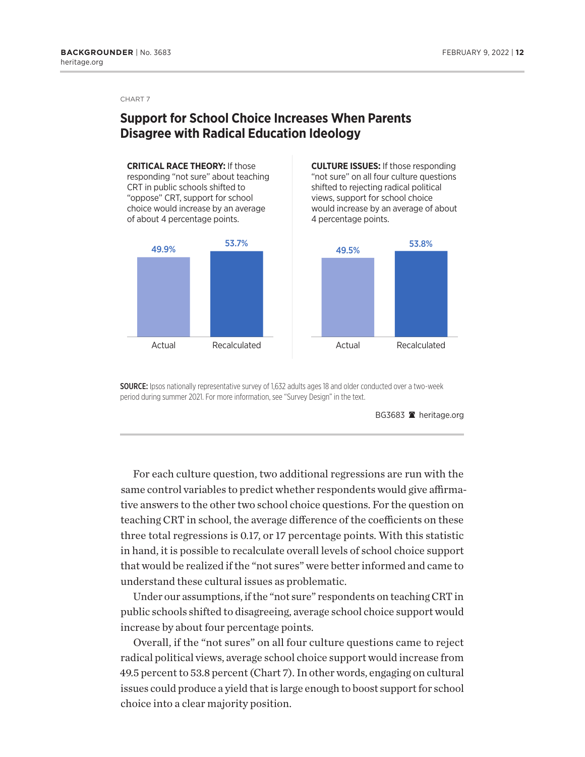CHART 7

## Support for School Choice Increases When Parents Disagree with Radical Education Ideology

**CRITICAL RACE THEORY:** If those responding "not sure" about teaching CRT in public schools shifted to "oppose" CRT, support for school choice would increase by an average of about 4 percentage points.

| | Actual | Recalculated |
|---|---|---|
| Critical Race Theory | 49.9% | 53.7% |

**CULTURE ISSUES:** If those responding "not sure" on all four culture questions shifted to rejecting radical political views, support for school choice would increase by an average of about 4 percentage points.

| | Actual | Recalculated |
|---|---|---|
| Culture Issues | 49.5% | 53.8% |

**SOURCE:** Ipsos nationally representative survey of 1,632 adults ages 18 and older conducted over a two-week period during summer 2021. For more information, see "Survey Design" in the text.

BG3683 heritage.org

For each culture question, two additional regressions are run with the same control variables to predict whether respondents would give affirmative answers to the other two school choice questions. For the question on teaching CRT in school, the average difference of the coefficients on these three total regressions is 0.17, or 17 percentage points. With this statistic in hand, it is possible to recalculate overall levels of school choice support that would be realized if the "not sures" were better informed and came to understand these cultural issues as problematic.

Under our assumptions, if the "not sure" respondents on teaching CRT in public schools shifted to disagreeing, average school choice support would increase by about four percentage points.

Overall, if the "not sures" on all four culture questions came to reject radical political views, average school choice support would increase from 49.5 percent to 53.8 percent (Chart 7). In other words, engaging on cultural issues could produce a yield that is large enough to boost support for school choice into a clear majority position.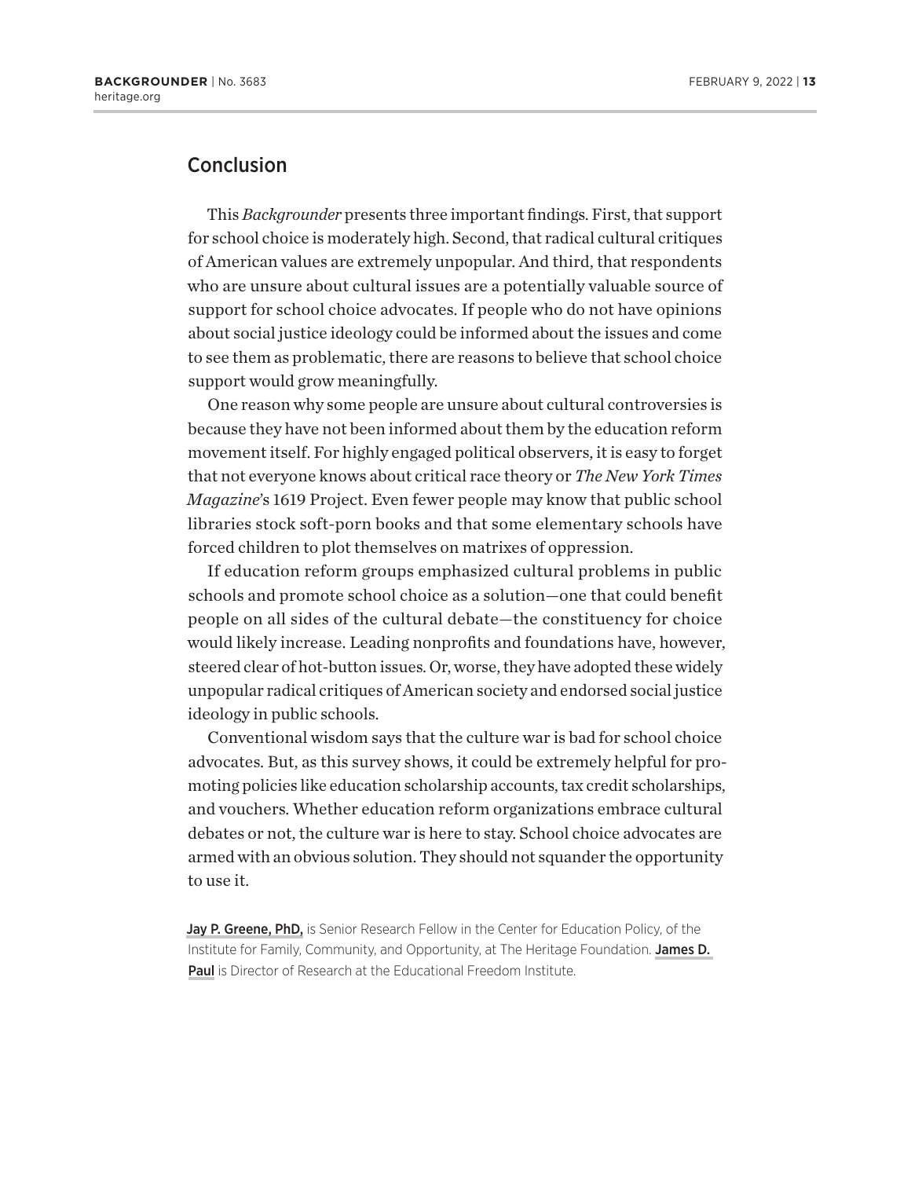## Conclusion

This *Backgrounder* presents three important findings. First, that support for school choice is moderately high. Second, that radical cultural critiques of American values are extremely unpopular. And third, that respondents who are unsure about cultural issues are a potentially valuable source of support for school choice advocates. If people who do not have opinions about social justice ideology could be informed about the issues and come to see them as problematic, there are reasons to believe that school choice support would grow meaningfully.

One reason why some people are unsure about cultural controversies is because they have not been informed about them by the education reform movement itself. For highly engaged political observers, it is easy to forget that not everyone knows about critical race theory or *The New York Times Magazine*'s 1619 Project. Even fewer people may know that public school libraries stock soft-porn books and that some elementary schools have forced children to plot themselves on matrixes of oppression.

If education reform groups emphasized cultural problems in public schools and promote school choice as a solution—one that could benefit people on all sides of the cultural debate—the constituency for choice would likely increase. Leading nonprofits and foundations have, however, steered clear of hot-button issues. Or, worse, they have adopted these widely unpopular radical critiques of American society and endorsed social justice ideology in public schools.

Conventional wisdom says that the culture war is bad for school choice advocates. But, as this survey shows, it could be extremely helpful for promoting policies like education scholarship accounts, tax credit scholarships, and vouchers. Whether education reform organizations embrace cultural debates or not, the culture war is here to stay. School choice advocates are armed with an obvious solution. They should not squander the opportunity to use it.

**Jay P. Greene, PhD,** is Senior Research Fellow in the Center for Education Policy, of the Institute for Family, Community, and Opportunity, at The Heritage Foundation. **James D. Paul** is Director of Research at the Educational Freedom Institute.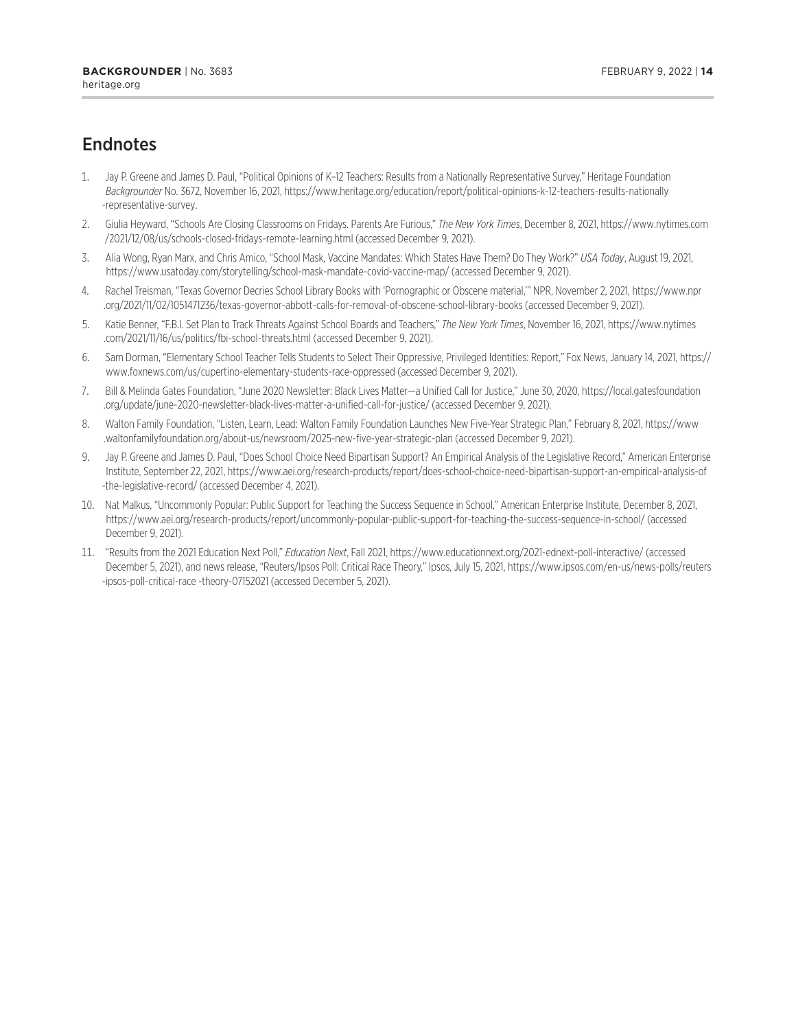## Endnotes

1. Jay P. Greene and James D. Paul, "Political Opinions of K–12 Teachers: Results from a Nationally Representative Survey," Heritage Foundation *Backgrounder* No. 3672, November 16, 2021, https://www.heritage.org/education/report/political-opinions-k-12-teachers-results-nationally-representative-survey.
2. Giulia Heyward, "Schools Are Closing Classrooms on Fridays. Parents Are Furious," *The New York Times*, December 8, 2021, https://www.nytimes.com/2021/12/08/us/schools-closed-fridays-remote-learning.html (accessed December 9, 2021).
3. Alia Wong, Ryan Marx, and Chris Amico, "School Mask, Vaccine Mandates: Which States Have Them? Do They Work?" *USA Today*, August 19, 2021, https://www.usatoday.com/storytelling/school-mask-mandate-covid-vaccine-map/ (accessed December 9, 2021).
4. Rachel Treisman, "Texas Governor Decries School Library Books with 'Pornographic or Obscene material,'" NPR, November 2, 2021, https://www.npr.org/2021/11/02/1051471236/texas-governor-abbott-calls-for-removal-of-obscene-school-library-books (accessed December 9, 2021).
5. Katie Benner, "F.B.I. Set Plan to Track Threats Against School Boards and Teachers," *The New York Times*, November 16, 2021, https://www.nytimes.com/2021/11/16/us/politics/fbi-school-threats.html (accessed December 9, 2021).
6. Sam Dorman, "Elementary School Teacher Tells Students to Select Their Oppressive, Privileged Identities: Report," Fox News, January 14, 2021, https://www.foxnews.com/us/cupertino-elementary-students-race-oppressed (accessed December 9, 2021).
7. Bill & Melinda Gates Foundation, "June 2020 Newsletter: Black Lives Matter—a Unified Call for Justice," June 30, 2020, https://local.gatesfoundation.org/update/june-2020-newsletter-black-lives-matter-a-unified-call-for-justice/ (accessed December 9, 2021).
8. Walton Family Foundation, "Listen, Learn, Lead: Walton Family Foundation Launches New Five-Year Strategic Plan," February 8, 2021, https://www.waltonfamilyfoundation.org/about-us/newsroom/2025-new-five-year-strategic-plan (accessed December 9, 2021).
9. Jay P. Greene and James D. Paul, "Does School Choice Need Bipartisan Support? An Empirical Analysis of the Legislative Record," American Enterprise Institute, September 22, 2021, https://www.aei.org/research-products/report/does-school-choice-need-bipartisan-support-an-empirical-analysis-of-the-legislative-record/ (accessed December 4, 2021).
10. Nat Malkus, "Uncommonly Popular: Public Support for Teaching the Success Sequence in School," American Enterprise Institute, December 8, 2021, https://www.aei.org/research-products/report/uncommonly-popular-public-support-for-teaching-the-success-sequence-in-school/ (accessed December 9, 2021).
11. "Results from the 2021 Education Next Poll," *Education Next*, Fall 2021, https://www.educationnext.org/2021-ednext-poll-interactive/ (accessed December 5, 2021), and news release, "Reuters/Ipsos Poll: Critical Race Theory," Ipsos, July 15, 2021, https://www.ipsos.com/en-us/news-polls/reuters-ipsos-poll-critical-race -theory-07152021 (accessed December 5, 2021).